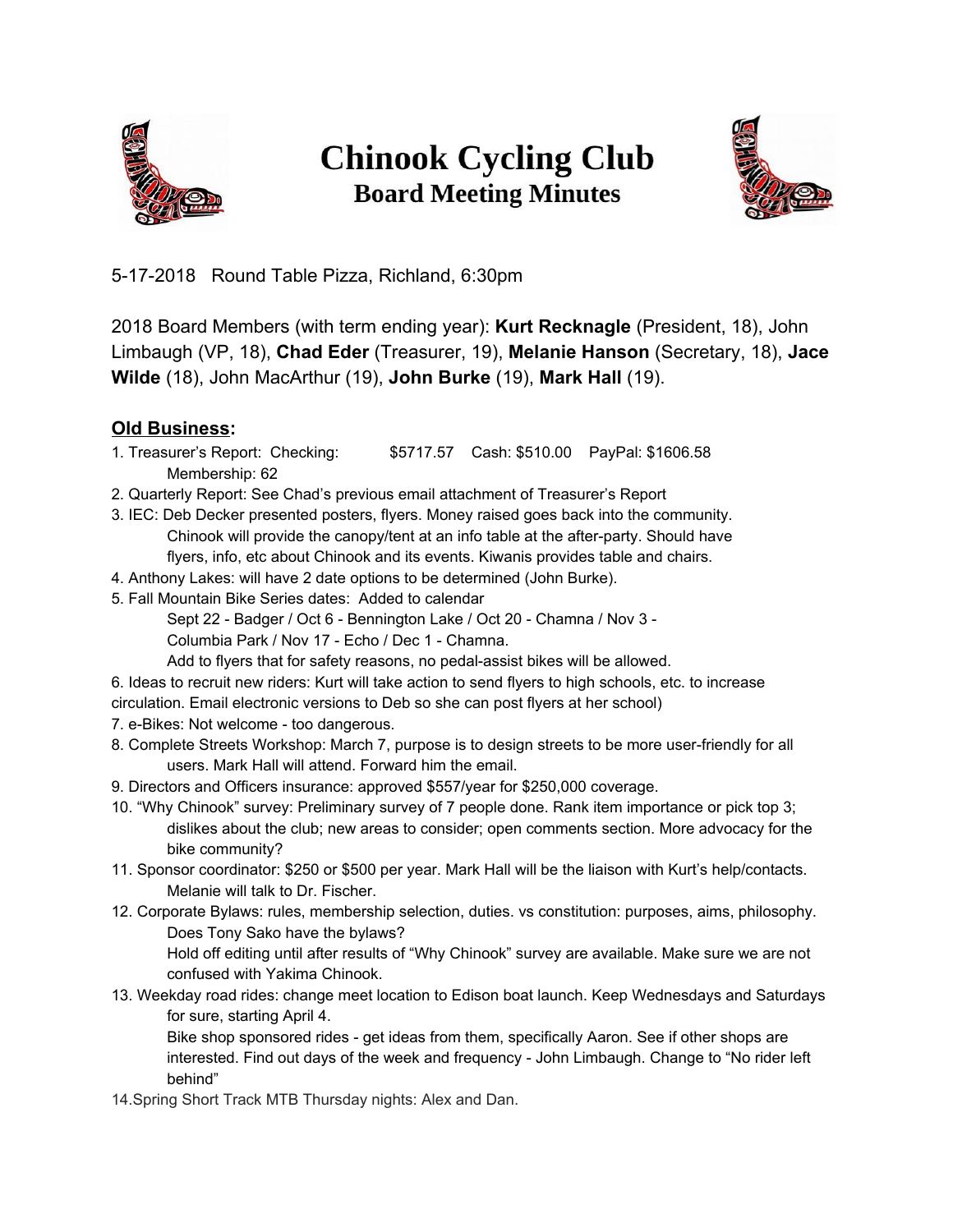# Chinook Cycling Club

## Board Meeting Minutes

5-17-2018 Round Table Pizza, Richland, 6:30pm

2018 Board Members (with term ending year): **Kurt Recknagle** (President, 18), John Limbaugh (VP, 18), **Chad Eder** (Treasurer, 19), **Melanie Hanson** (Secretary, 18), **Jace Wilde** (18), John MacArthur (19), **John Burke** (19), **Mark Hall** (19).

### Old Business:

1. Treasurer's Report: Checking: $5717.57 Cash: $510.00 PayPal: $1606.58
   Membership: 62
2. Quarterly Report: See Chad's previous email attachment of Treasurer's Report
3. IEC: Deb Decker presented posters, flyers. Money raised goes back into the community. Chinook will provide the canopy/tent at an info table at the after-party. Should have flyers, info, etc about Chinook and its events. Kiwanis provides table and chairs.
4. Anthony Lakes: will have 2 date options to be determined (John Burke).
5. Fall Mountain Bike Series dates: Added to calendar
   Sept 22 - Badger / Oct 6 - Bennington Lake / Oct 20 - Chamna / Nov 3 - Columbia Park / Nov 17 - Echo / Dec 1 - Chamna.
   Add to flyers that for safety reasons, no pedal-assist bikes will be allowed.
6. Ideas to recruit new riders: Kurt will take action to send flyers to high schools, etc. to increase circulation. Email electronic versions to Deb so she can post flyers at her school)
7. e-Bikes: Not welcome - too dangerous.
8. Complete Streets Workshop: March 7, purpose is to design streets to be more user-friendly for all users. Mark Hall will attend. Forward him the email.
9. Directors and Officers insurance: approved $557/year for $250,000 coverage.
10. "Why Chinook" survey: Preliminary survey of 7 people done. Rank item importance or pick top 3; dislikes about the club; new areas to consider; open comments section. More advocacy for the bike community?
11. Sponsor coordinator: $250 or $500 per year. Mark Hall will be the liaison with Kurt's help/contacts. Melanie will talk to Dr. Fischer.
12. Corporate Bylaws: rules, membership selection, duties. vs constitution: purposes, aims, philosophy. Does Tony Sako have the bylaws?
    Hold off editing until after results of "Why Chinook" survey are available. Make sure we are not confused with Yakima Chinook.
13. Weekday road rides: change meet location to Edison boat launch. Keep Wednesdays and Saturdays for sure, starting April 4.
    Bike shop sponsored rides - get ideas from them, specifically Aaron. See if other shops are interested. Find out days of the week and frequency - John Limbaugh. Change to "No rider left behind"
14. Spring Short Track MTB Thursday nights: Alex and Dan.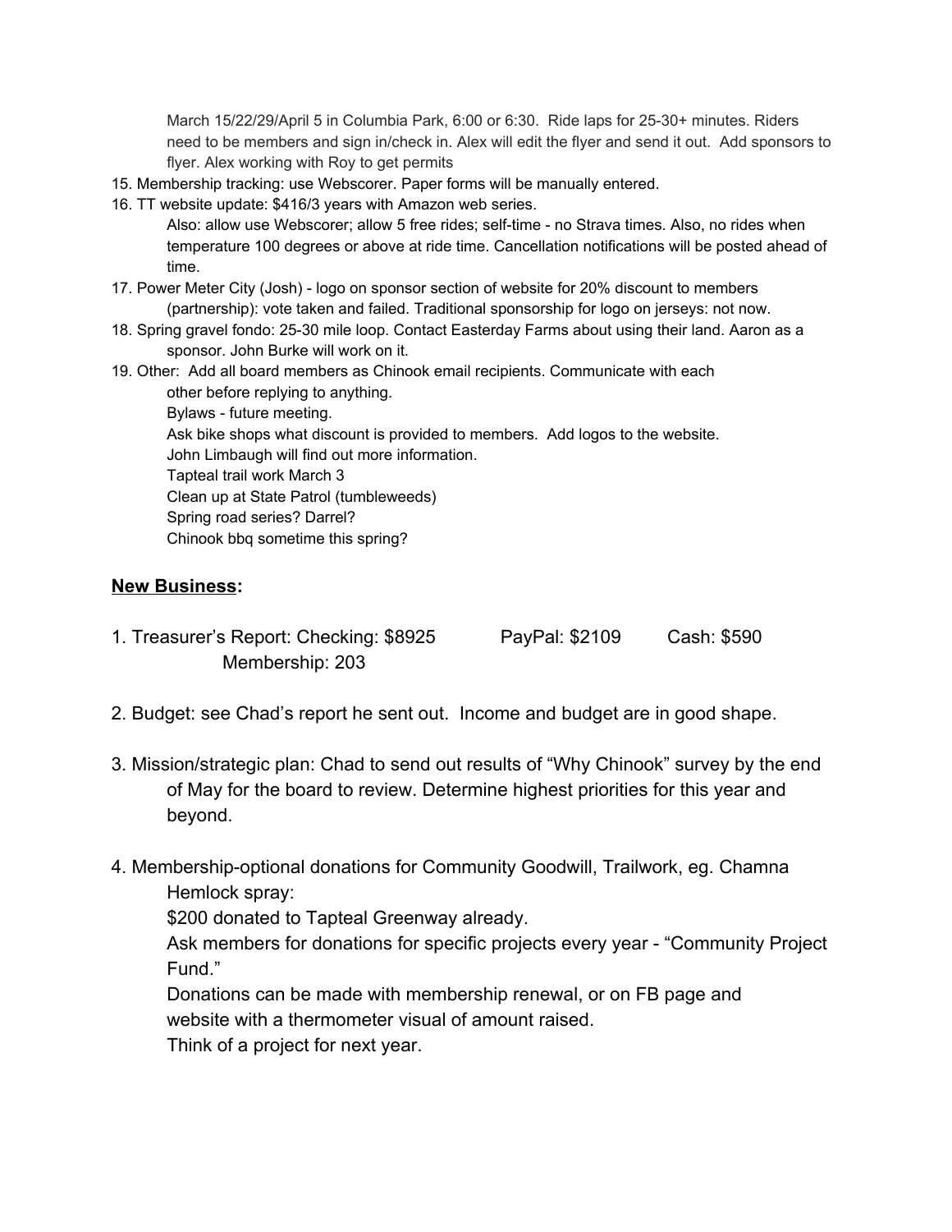March 15/22/29/April 5 in Columbia Park, 6:00 or 6:30. Ride laps for 25-30+ minutes. Riders need to be members and sign in/check in. Alex will edit the flyer and send it out. Add sponsors to flyer. Alex working with Roy to get permits

15. Membership tracking: use Webscorer. Paper forms will be manually entered.
16. TT website update: $416/3 years with Amazon web series.
    Also: allow use Webscorer; allow 5 free rides; self-time - no Strava times. Also, no rides when temperature 100 degrees or above at ride time. Cancellation notifications will be posted ahead of time.
17. Power Meter City (Josh) - logo on sponsor section of website for 20% discount to members (partnership): vote taken and failed. Traditional sponsorship for logo on jerseys: not now.
18. Spring gravel fondo: 25-30 mile loop. Contact Easterday Farms about using their land. Aaron as a sponsor. John Burke will work on it.
19. Other: Add all board members as Chinook email recipients. Communicate with each other before replying to anything.
    Bylaws - future meeting.
    Ask bike shops what discount is provided to members. Add logos to the website.
    John Limbaugh will find out more information.
    Tapteal trail work March 3
    Clean up at State Patrol (tumbleweeds)
    Spring road series? Darrel?
    Chinook bbq sometime this spring?

## **New Business:**

1. Treasurer's Report: Checking: $8925 PayPal: $2109 Cash: $590
   Membership: 203

2. Budget: see Chad's report he sent out. Income and budget are in good shape.

3. Mission/strategic plan: Chad to send out results of "Why Chinook" survey by the end of May for the board to review. Determine highest priorities for this year and beyond.

4. Membership-optional donations for Community Goodwill, Trailwork, eg. Chamna Hemlock spray:
   $200 donated to Tapteal Greenway already.
   Ask members for donations for specific projects every year - "Community Project Fund."
   Donations can be made with membership renewal, or on FB page and website with a thermometer visual of amount raised.
   Think of a project for next year.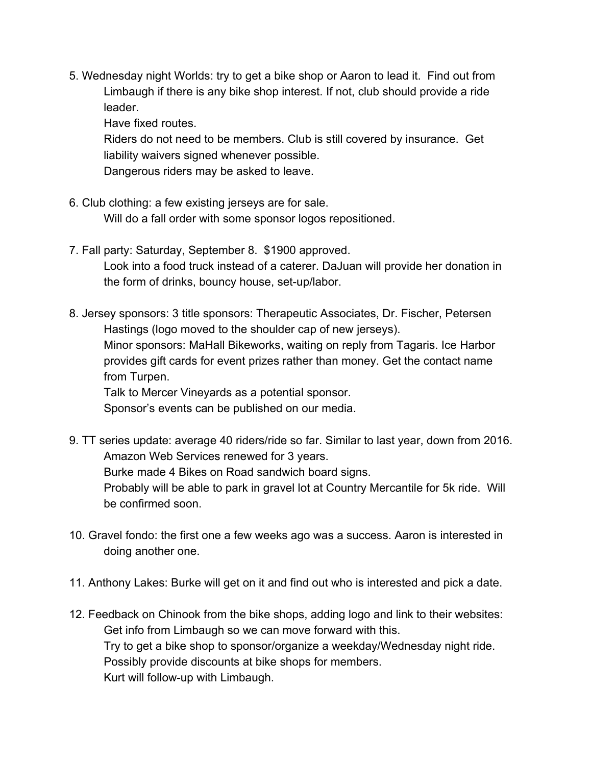5. Wednesday night Worlds: try to get a bike shop or Aaron to lead it. Find out from Limbaugh if there is any bike shop interest. If not, club should provide a ride leader.
   Have fixed routes.
   Riders do not need to be members. Club is still covered by insurance. Get liability waivers signed whenever possible.
   Dangerous riders may be asked to leave.

6. Club clothing: a few existing jerseys are for sale.
   Will do a fall order with some sponsor logos repositioned.

7. Fall party: Saturday, September 8. $1900 approved.
   Look into a food truck instead of a caterer. DaJuan will provide her donation in the form of drinks, bouncy house, set-up/labor.

8. Jersey sponsors: 3 title sponsors: Therapeutic Associates, Dr. Fischer, Petersen Hastings (logo moved to the shoulder cap of new jerseys).
   Minor sponsors: MaHall Bikeworks, waiting on reply from Tagaris. Ice Harbor provides gift cards for event prizes rather than money. Get the contact name from Turpen.
   Talk to Mercer Vineyards as a potential sponsor.
   Sponsor's events can be published on our media.

9. TT series update: average 40 riders/ride so far. Similar to last year, down from 2016.
   Amazon Web Services renewed for 3 years.
   Burke made 4 Bikes on Road sandwich board signs.
   Probably will be able to park in gravel lot at Country Mercantile for 5k ride. Will be confirmed soon.

10. Gravel fondo: the first one a few weeks ago was a success. Aaron is interested in doing another one.

11. Anthony Lakes: Burke will get on it and find out who is interested and pick a date.

12. Feedback on Chinook from the bike shops, adding logo and link to their websites:
    Get info from Limbaugh so we can move forward with this.
    Try to get a bike shop to sponsor/organize a weekday/Wednesday night ride.
    Possibly provide discounts at bike shops for members.
    Kurt will follow-up with Limbaugh.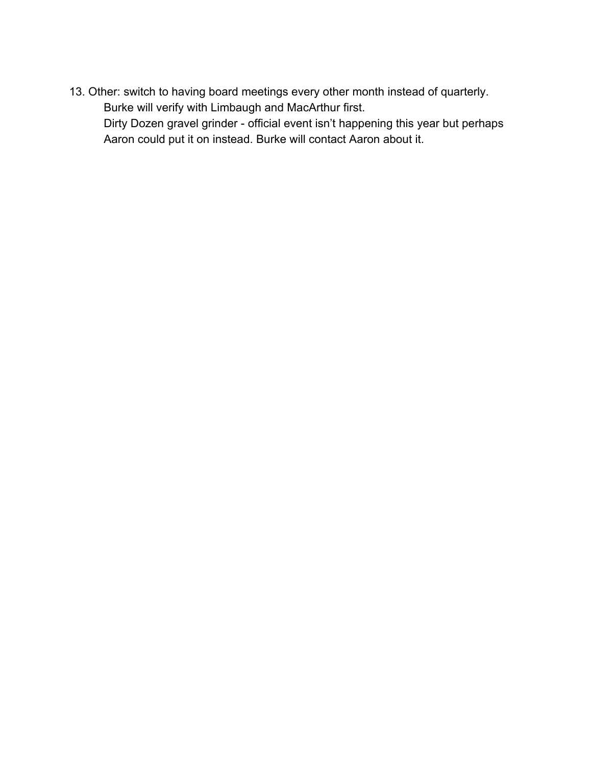13. Other: switch to having board meetings every other month instead of quarterly.
    Burke will verify with Limbaugh and MacArthur first.
    Dirty Dozen gravel grinder - official event isn't happening this year but perhaps Aaron could put it on instead. Burke will contact Aaron about it.